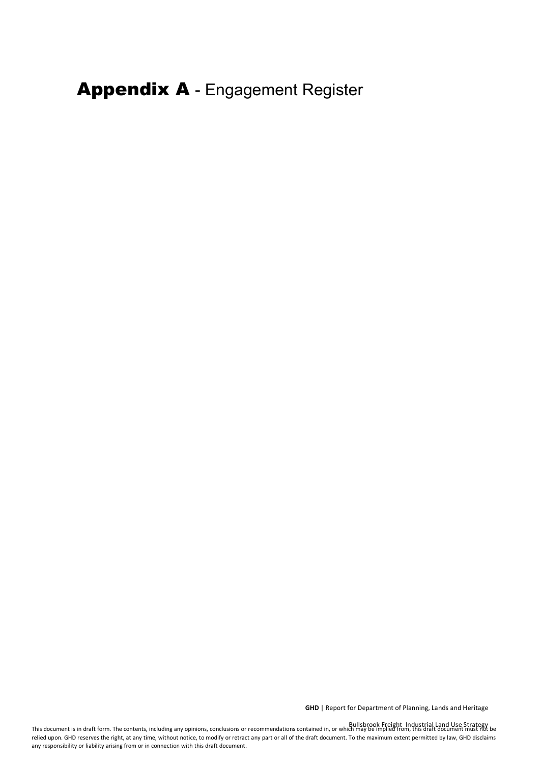# **Appendix A** - Engagement Register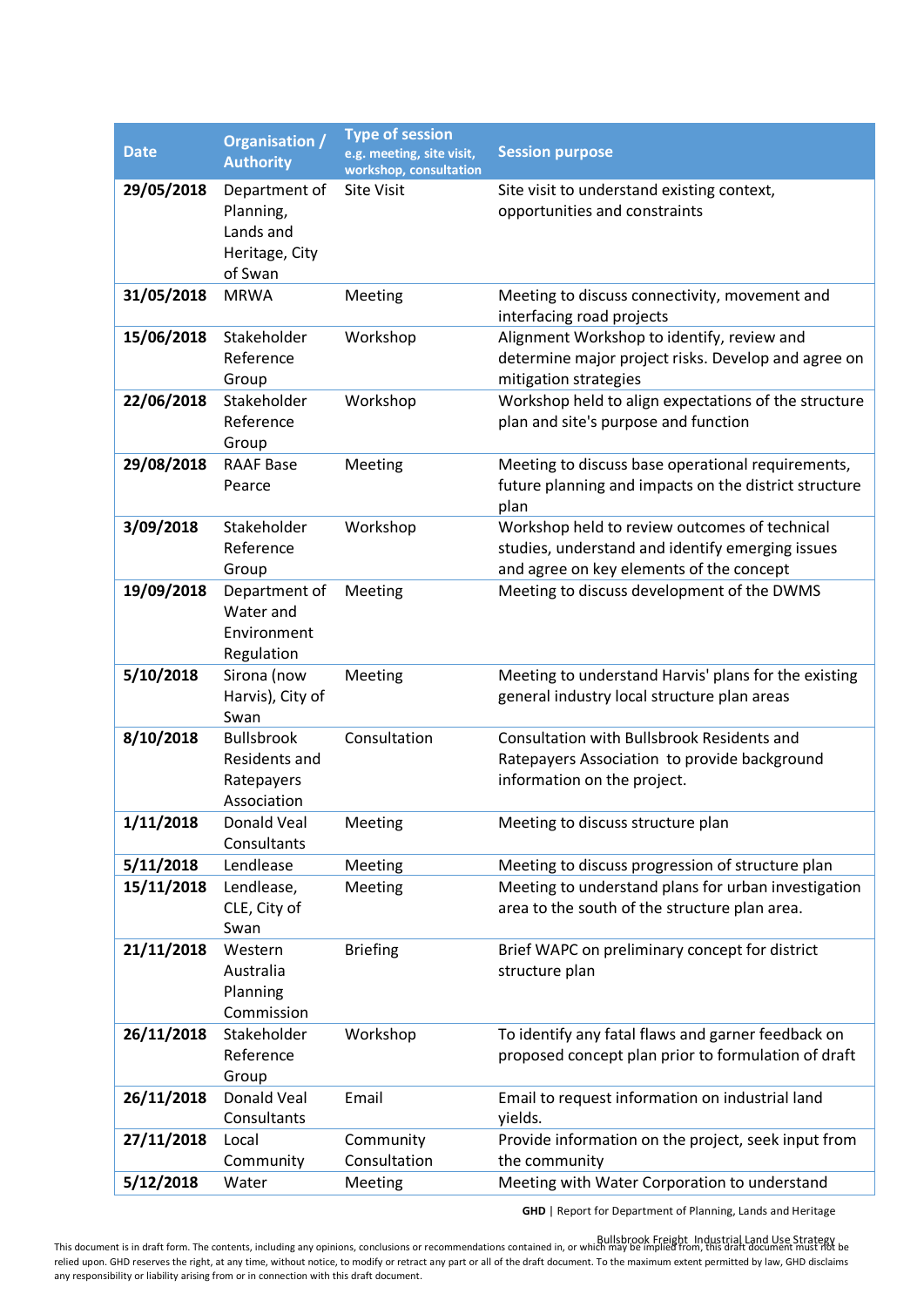| Date | Organisation / Authority | Type of session e.g. meeting, site visit, workshop, consultation | Session purpose |
|---|---|---|---|
| **29/05/2018** | Department of Planning, Lands and Heritage, City of Swan | Site Visit | Site visit to understand existing context, opportunities and constraints |
| **31/05/2018** | MRWA | Meeting | Meeting to discuss connectivity, movement and interfacing road projects |
| **15/06/2018** | Stakeholder Reference Group | Workshop | Alignment Workshop to identify, review and determine major project risks. Develop and agree on mitigation strategies |
| **22/06/2018** | Stakeholder Reference Group | Workshop | Workshop held to align expectations of the structure plan and site's purpose and function |
| **29/08/2018** | RAAF Base Pearce | Meeting | Meeting to discuss base operational requirements, future planning and impacts on the district structure plan |
| **3/09/2018** | Stakeholder Reference Group | Workshop | Workshop held to review outcomes of technical studies, understand and identify emerging issues and agree on key elements of the concept |
| **19/09/2018** | Department of Water and Environment Regulation | Meeting | Meeting to discuss development of the DWMS |
| **5/10/2018** | Sirona (now Harvis), City of Swan | Meeting | Meeting to understand Harvis' plans for the existing general industry local structure plan areas |
| **8/10/2018** | Bullsbrook Residents and Ratepayers Association | Consultation | Consultation with Bullsbrook Residents and Ratepayers Association to provide background information on the project. |
| **1/11/2018** | Donald Veal Consultants | Meeting | Meeting to discuss structure plan |
| **5/11/2018** | Lendlease | Meeting | Meeting to discuss progression of structure plan |
| **15/11/2018** | Lendlease, CLE, City of Swan | Meeting | Meeting to understand plans for urban investigation area to the south of the structure plan area. |
| **21/11/2018** | Western Australia Planning Commission | Briefing | Brief WAPC on preliminary concept for district structure plan |
| **26/11/2018** | Stakeholder Reference Group | Workshop | To identify any fatal flaws and garner feedback on proposed concept plan prior to formulation of draft |
| **26/11/2018** | Donald Veal Consultants | Email | Email to request information on industrial land yields. |
| **27/11/2018** | Local Community | Community Consultation | Provide information on the project, seek input from the community |
| **5/12/2018** | Water | Meeting | Meeting with Water Corporation to understand |

This document is in draft form. The contents, including any opinions, conclusions or recommendations contained in, or which may be implied from, this draft document must not be relied upon. GHD reserves the right, at any time, without notice, to modify or retract any part or all of the draft document. To the maximum extent permitted by law, GHD disclaims any responsibility or liability arising from or in connection with this draft document.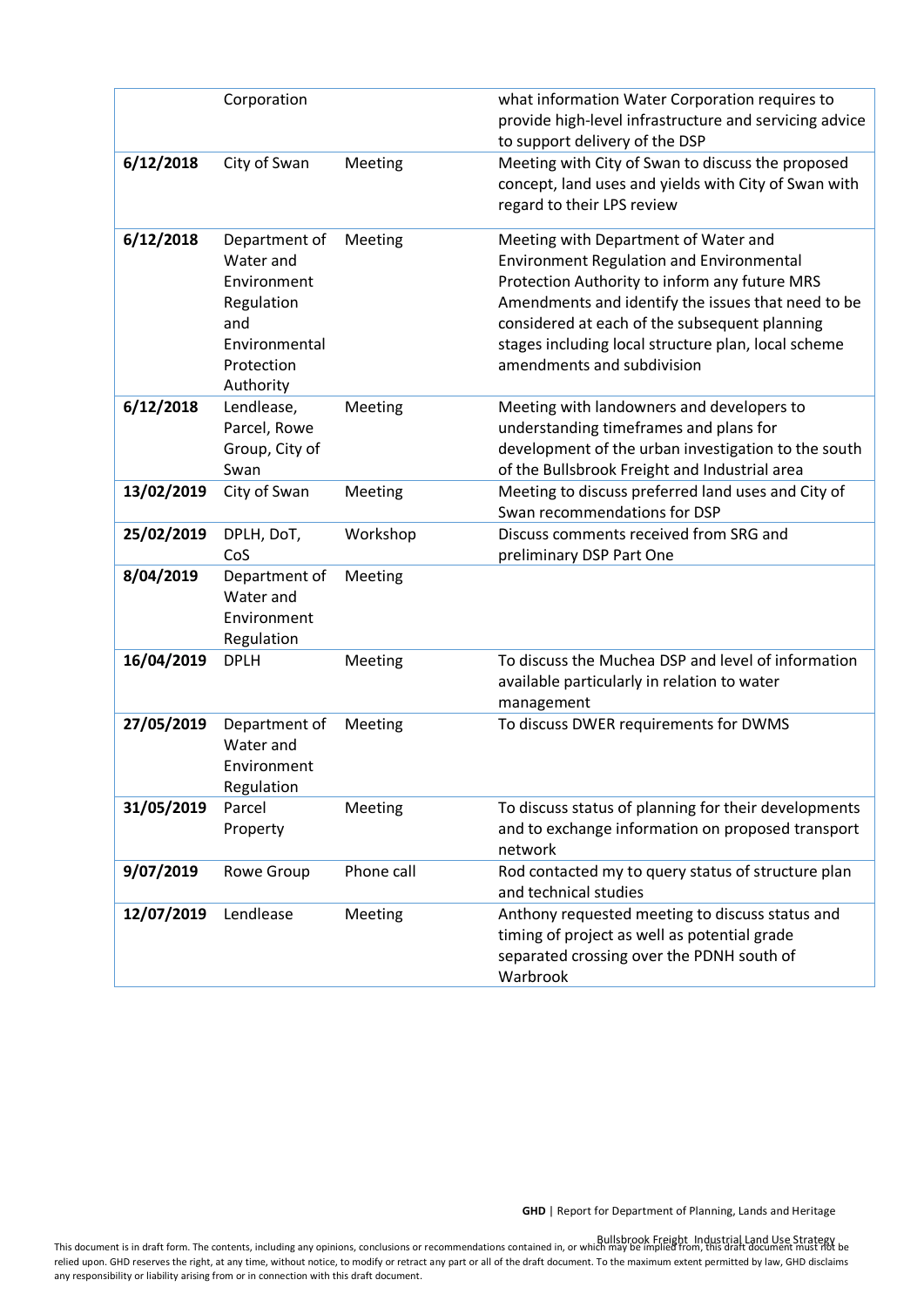| | | | |
|---|---|---|---|
| | Corporation | | what information Water Corporation requires to provide high-level infrastructure and servicing advice to support delivery of the DSP |
| **6/12/2018** | City of Swan | Meeting | Meeting with City of Swan to discuss the proposed concept, land uses and yields with City of Swan with regard to their LPS review |
| **6/12/2018** | Department of Water and Environment Regulation and Environmental Protection Authority | Meeting | Meeting with Department of Water and Environment Regulation and Environmental Protection Authority to inform any future MRS Amendments and identify the issues that need to be considered at each of the subsequent planning stages including local structure plan, local scheme amendments and subdivision |
| **6/12/2018** | Lendlease, Parcel, Rowe Group, City of Swan | Meeting | Meeting with landowners and developers to understanding timeframes and plans for development of the urban investigation to the south of the Bullsbrook Freight and Industrial area |
| **13/02/2019** | City of Swan | Meeting | Meeting to discuss preferred land uses and City of Swan recommendations for DSP |
| **25/02/2019** | DPLH, DoT, CoS | Workshop | Discuss comments received from SRG and preliminary DSP Part One |
| **8/04/2019** | Department of Water and Environment Regulation | Meeting | |
| **16/04/2019** | DPLH | Meeting | To discuss the Muchea DSP and level of information available particularly in relation to water management |
| **27/05/2019** | Department of Water and Environment Regulation | Meeting | To discuss DWER requirements for DWMS |
| **31/05/2019** | Parcel Property | Meeting | To discuss status of planning for their developments and to exchange information on proposed transport network |
| **9/07/2019** | Rowe Group | Phone call | Rod contacted my to query status of structure plan and technical studies |
| **12/07/2019** | Lendlease | Meeting | Anthony requested meeting to discuss status and timing of project as well as potential grade separated crossing over the PDNH south of Warbrook |

This document is in draft form. The contents, including any opinions, conclusions or recommendations contained in, or which may be implied from, this draft document must not be relied upon. GHD reserves the right, at any time, without notice, to modify or retract any part or all of the draft document. To the maximum extent permitted by law, GHD disclaims any responsibility or liability arising from or in connection with this draft document.